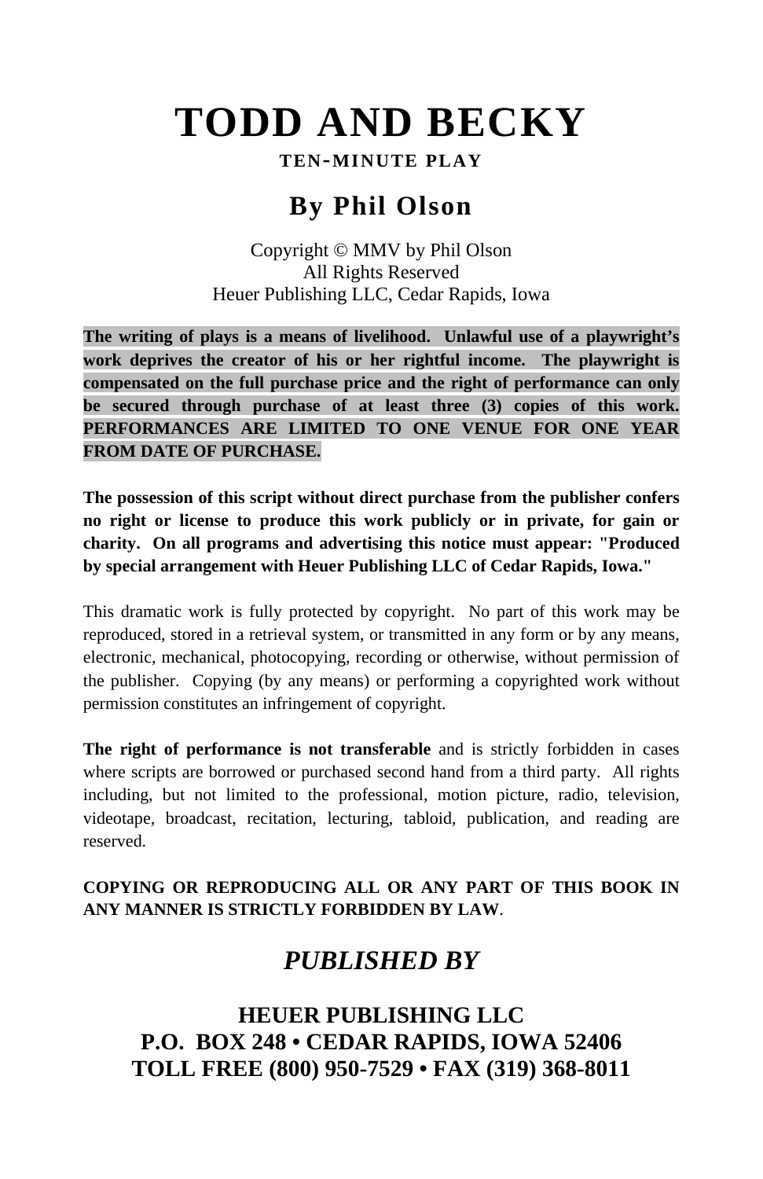# TODD AND BECKY

**TEN-MINUTE PLAY**

## By Phil Olson

Copyright © MMV by Phil Olson
All Rights Reserved
Heuer Publishing LLC, Cedar Rapids, Iowa

**The writing of plays is a means of livelihood. Unlawful use of a playwright's work deprives the creator of his or her rightful income. The playwright is compensated on the full purchase price and the right of performance can only be secured through purchase of at least three (3) copies of this work. PERFORMANCES ARE LIMITED TO ONE VENUE FOR ONE YEAR FROM DATE OF PURCHASE.**

**The possession of this script without direct purchase from the publisher confers no right or license to produce this work publicly or in private, for gain or charity. On all programs and advertising this notice must appear: "Produced by special arrangement with Heuer Publishing LLC of Cedar Rapids, Iowa."**

This dramatic work is fully protected by copyright. No part of this work may be reproduced, stored in a retrieval system, or transmitted in any form or by any means, electronic, mechanical, photocopying, recording or otherwise, without permission of the publisher. Copying (by any means) or performing a copyrighted work without permission constitutes an infringement of copyright.

**The right of performance is not transferable** and is strictly forbidden in cases where scripts are borrowed or purchased second hand from a third party. All rights including, but not limited to the professional, motion picture, radio, television, videotape, broadcast, recitation, lecturing, tabloid, publication, and reading are reserved.

**COPYING OR REPRODUCING ALL OR ANY PART OF THIS BOOK IN ANY MANNER IS STRICTLY FORBIDDEN BY LAW**.

## *PUBLISHED BY*

**HEUER PUBLISHING LLC**
**P.O. BOX 248 • CEDAR RAPIDS, IOWA 52406**
**TOLL FREE (800) 950-7529 • FAX (319) 368-8011**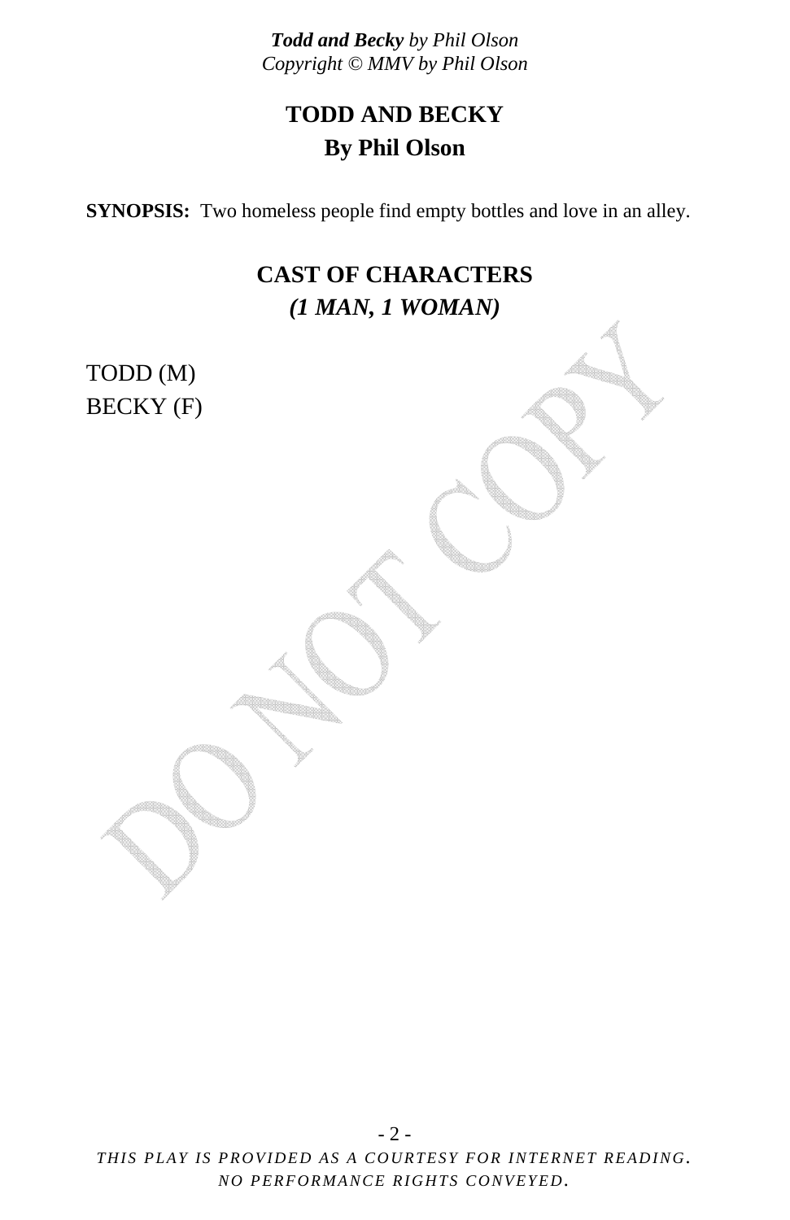# TODD AND BECKY
## By Phil Olson

**SYNOPSIS:** Two homeless people find empty bottles and love in an alley.

## CAST OF CHARACTERS
### *(1 MAN, 1 WOMAN)*

TODD (M)
BECKY (F)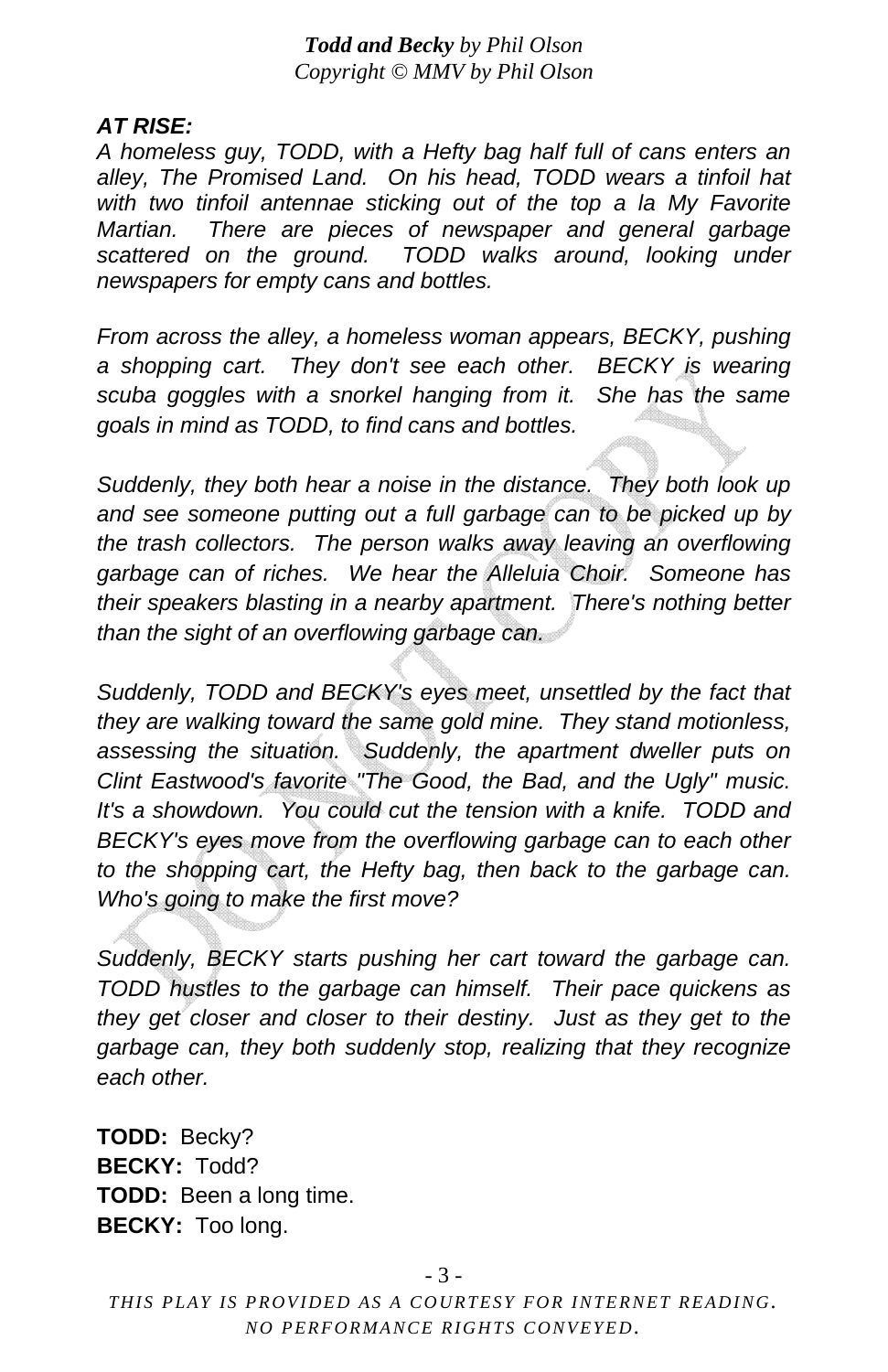***Todd and Becky** by Phil Olson*
*Copyright © MMV by Phil Olson*

***AT RISE:***

*A homeless guy, TODD, with a Hefty bag half full of cans enters an alley, The Promised Land. On his head, TODD wears a tinfoil hat with two tinfoil antennae sticking out of the top a la My Favorite Martian. There are pieces of newspaper and general garbage scattered on the ground. TODD walks around, looking under newspapers for empty cans and bottles.*

*From across the alley, a homeless woman appears, BECKY, pushing a shopping cart. They don't see each other. BECKY is wearing scuba goggles with a snorkel hanging from it. She has the same goals in mind as TODD, to find cans and bottles.*

*Suddenly, they both hear a noise in the distance. They both look up and see someone putting out a full garbage can to be picked up by the trash collectors. The person walks away leaving an overflowing garbage can of riches. We hear the Alleluia Choir. Someone has their speakers blasting in a nearby apartment. There's nothing better than the sight of an overflowing garbage can.*

*Suddenly, TODD and BECKY's eyes meet, unsettled by the fact that they are walking toward the same gold mine. They stand motionless, assessing the situation. Suddenly, the apartment dweller puts on Clint Eastwood's favorite "The Good, the Bad, and the Ugly" music. It's a showdown. You could cut the tension with a knife. TODD and BECKY's eyes move from the overflowing garbage can to each other to the shopping cart, the Hefty bag, then back to the garbage can. Who's going to make the first move?*

*Suddenly, BECKY starts pushing her cart toward the garbage can. TODD hustles to the garbage can himself. Their pace quickens as they get closer and closer to their destiny. Just as they get to the garbage can, they both suddenly stop, realizing that they recognize each other.*

**TODD:** Becky?
**BECKY:** Todd?
**TODD:** Been a long time.
**BECKY:** Too long.

*THIS PLAY IS PROVIDED AS A COURTESY FOR INTERNET READING. NO PERFORMANCE RIGHTS CONVEYED.*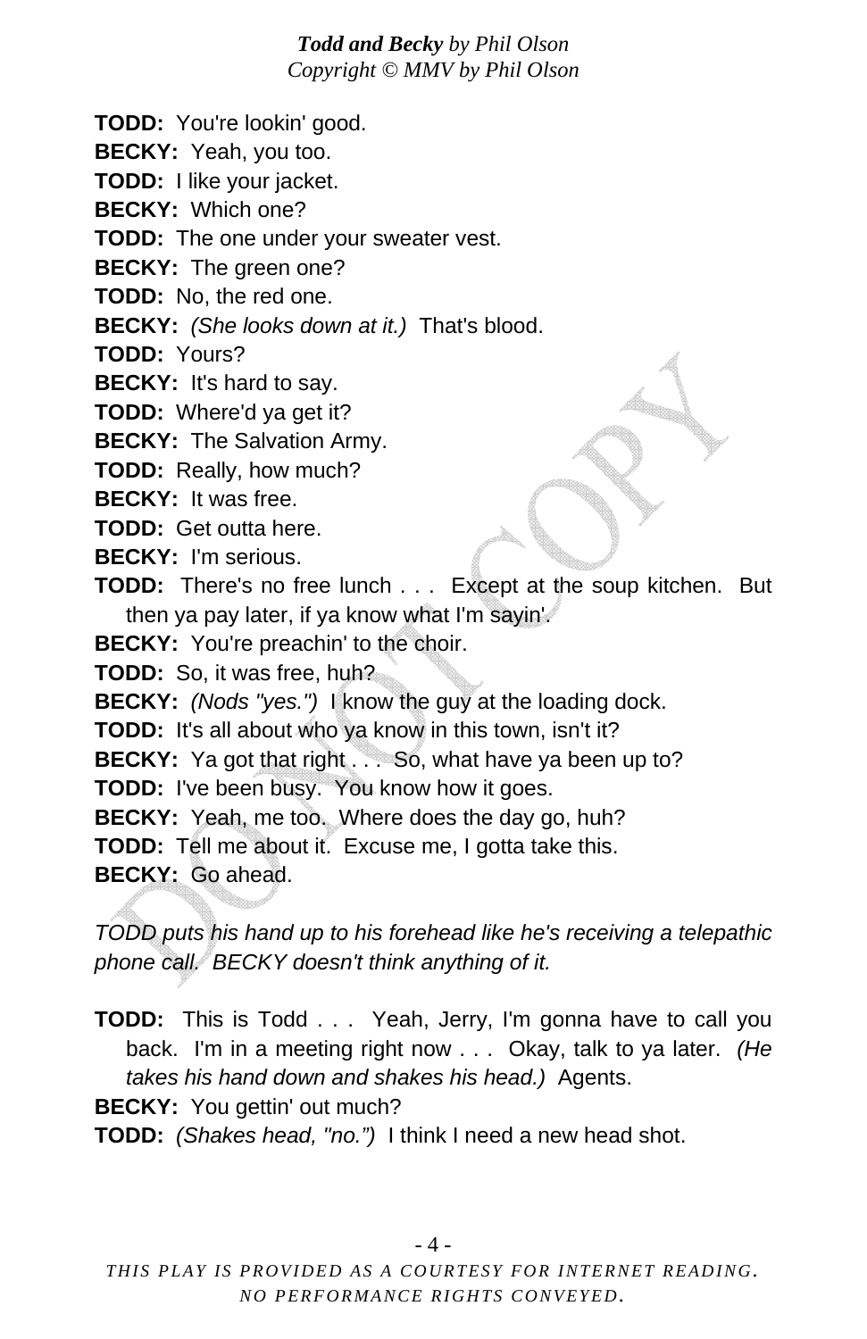**TODD:** You're lookin' good.

**BECKY:** Yeah, you too.

**TODD:** I like your jacket.

**BECKY:** Which one?

**TODD:** The one under your sweater vest.

**BECKY:** The green one?

**TODD:** No, the red one.

**BECKY:** *(She looks down at it.)* That's blood.

**TODD:** Yours?

**BECKY:** It's hard to say.

**TODD:** Where'd ya get it?

**BECKY:** The Salvation Army.

**TODD:** Really, how much?

**BECKY:** It was free.

**TODD:** Get outta here.

**BECKY:** I'm serious.

**TODD:** There's no free lunch . . . Except at the soup kitchen. But then ya pay later, if ya know what I'm sayin'.

**BECKY:** You're preachin' to the choir.

**TODD:** So, it was free, huh?

**BECKY:** *(Nods "yes.")* I know the guy at the loading dock.

**TODD:** It's all about who ya know in this town, isn't it?

**BECKY:** Ya got that right . . . So, what have ya been up to?

**TODD:** I've been busy. You know how it goes.

**BECKY:** Yeah, me too. Where does the day go, huh?

**TODD:** Tell me about it. Excuse me, I gotta take this.

**BECKY:** Go ahead.

*TODD puts his hand up to his forehead like he's receiving a telepathic phone call. BECKY doesn't think anything of it.*

**TODD:** This is Todd . . . Yeah, Jerry, I'm gonna have to call you back. I'm in a meeting right now . . . Okay, talk to ya later. *(He takes his hand down and shakes his head.)* Agents.

**BECKY:** You gettin' out much?

**TODD:** *(Shakes head, "no.")* I think I need a new head shot.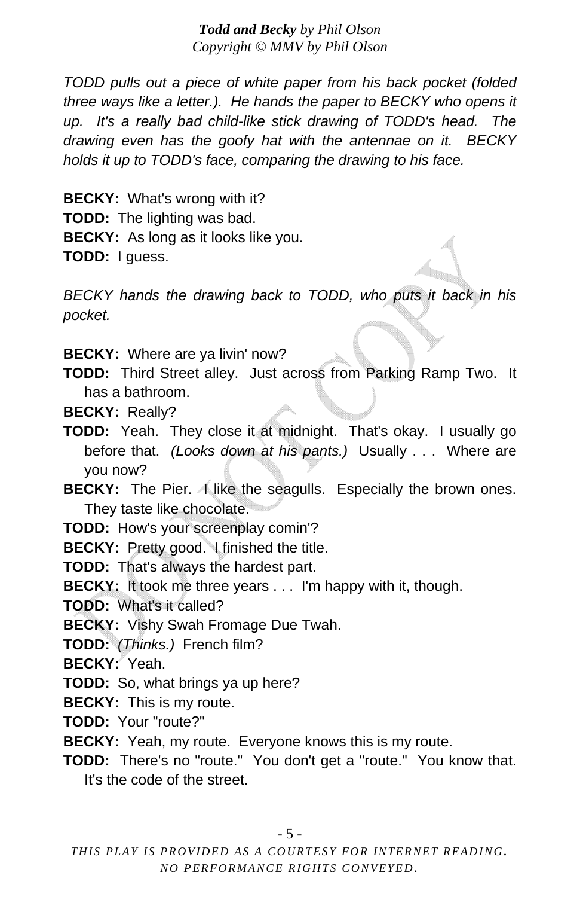*TODD pulls out a piece of white paper from his back pocket (folded three ways like a letter.). He hands the paper to BECKY who opens it up. It's a really bad child-like stick drawing of TODD's head. The drawing even has the goofy hat with the antennae on it. BECKY holds it up to TODD's face, comparing the drawing to his face.*

**BECKY:** What's wrong with it?
**TODD:** The lighting was bad.
**BECKY:** As long as it looks like you.
**TODD:** I guess.

*BECKY hands the drawing back to TODD, who puts it back in his pocket.*

**BECKY:** Where are ya livin' now?
**TODD:** Third Street alley. Just across from Parking Ramp Two. It has a bathroom.
**BECKY:** Really?
**TODD:** Yeah. They close it at midnight. That's okay. I usually go before that. *(Looks down at his pants.)* Usually . . . Where are you now?
**BECKY:** The Pier. I like the seagulls. Especially the brown ones. They taste like chocolate.
**TODD:** How's your screenplay comin'?
**BECKY:** Pretty good. I finished the title.
**TODD:** That's always the hardest part.
**BECKY:** It took me three years . . . I'm happy with it, though.
**TODD:** What's it called?
**BECKY:** Vishy Swah Fromage Due Twah.
**TODD:** *(Thinks.)* French film?
**BECKY:** Yeah.
**TODD:** So, what brings ya up here?
**BECKY:** This is my route.
**TODD:** Your "route?"
**BECKY:** Yeah, my route. Everyone knows this is my route.
**TODD:** There's no "route." You don't get a "route." You know that. It's the code of the street.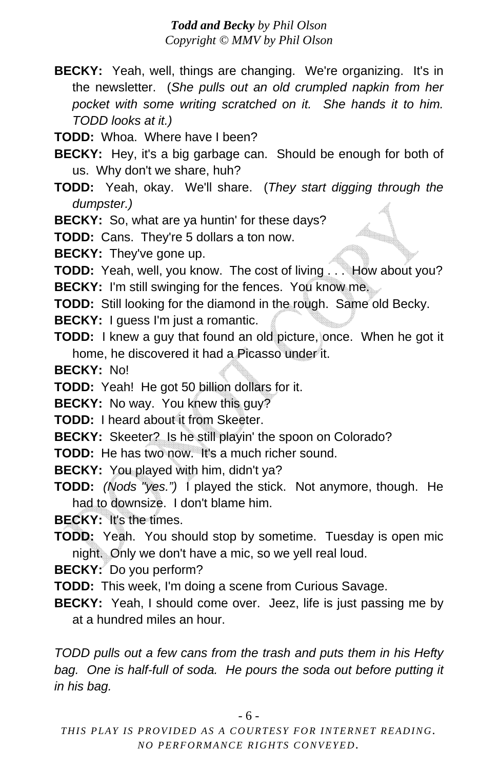**BECKY:** Yeah, well, things are changing. We're organizing. It's in the newsletter. (*She pulls out an old crumpled napkin from her pocket with some writing scratched on it. She hands it to him. TODD looks at it.)*

**TODD:** Whoa. Where have I been?

**BECKY:** Hey, it's a big garbage can. Should be enough for both of us. Why don't we share, huh?

**TODD:** Yeah, okay. We'll share. (*They start digging through the dumpster.)*

**BECKY:** So, what are ya huntin' for these days?

**TODD:** Cans. They're 5 dollars a ton now.

**BECKY:** They've gone up.

**TODD:** Yeah, well, you know. The cost of living . . . How about you?

**BECKY:** I'm still swinging for the fences. You know me.

**TODD:** Still looking for the diamond in the rough. Same old Becky.

**BECKY:** I guess I'm just a romantic.

**TODD:** I knew a guy that found an old picture, once. When he got it home, he discovered it had a Picasso under it.

**BECKY:** No!

**TODD:** Yeah! He got 50 billion dollars for it.

**BECKY:** No way. You knew this guy?

**TODD:** I heard about it from Skeeter.

**BECKY:** Skeeter? Is he still playin' the spoon on Colorado?

**TODD:** He has two now. It's a much richer sound.

**BECKY:** You played with him, didn't ya?

**TODD:** *(Nods "yes.")* I played the stick. Not anymore, though. He had to downsize. I don't blame him.

**BECKY:** It's the times.

**TODD:** Yeah. You should stop by sometime. Tuesday is open mic night. Only we don't have a mic, so we yell real loud.

**BECKY:** Do you perform?

**TODD:** This week, I'm doing a scene from Curious Savage.

**BECKY:** Yeah, I should come over. Jeez, life is just passing me by at a hundred miles an hour.

*TODD pulls out a few cans from the trash and puts them in his Hefty bag. One is half-full of soda. He pours the soda out before putting it in his bag.*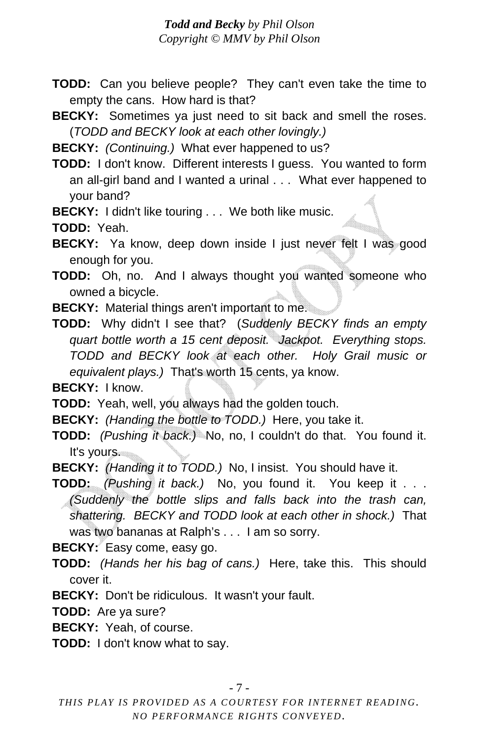**TODD:** Can you believe people? They can't even take the time to empty the cans. How hard is that?

**BECKY:** Sometimes ya just need to sit back and smell the roses. (*TODD and BECKY look at each other lovingly.)*

**BECKY:** *(Continuing.)* What ever happened to us?

**TODD:** I don't know. Different interests I guess. You wanted to form an all-girl band and I wanted a urinal . . . What ever happened to your band?

**BECKY:** I didn't like touring . . . We both like music.

**TODD:** Yeah.

**BECKY:** Ya know, deep down inside I just never felt I was good enough for you.

**TODD:** Oh, no. And I always thought you wanted someone who owned a bicycle.

**BECKY:** Material things aren't important to me.

**TODD:** Why didn't I see that? (*Suddenly BECKY finds an empty quart bottle worth a 15 cent deposit. Jackpot. Everything stops. TODD and BECKY look at each other. Holy Grail music or equivalent plays.)* That's worth 15 cents, ya know.

**BECKY:** I know.

**TODD:** Yeah, well, you always had the golden touch.

**BECKY:** *(Handing the bottle to TODD.)* Here, you take it.

**TODD:** *(Pushing it back.)* No, no, I couldn't do that. You found it. It's yours.

**BECKY:** *(Handing it to TODD.)* No, I insist. You should have it.

**TODD:** *(Pushing it back.)* No, you found it. You keep it . . . *(Suddenly the bottle slips and falls back into the trash can, shattering. BECKY and TODD look at each other in shock.)* That was two bananas at Ralph's . . . I am so sorry.

**BECKY:** Easy come, easy go.

**TODD:** *(Hands her his bag of cans.)* Here, take this. This should cover it.

**BECKY:** Don't be ridiculous. It wasn't your fault.

**TODD:** Are ya sure?

**BECKY:** Yeah, of course.

**TODD:** I don't know what to say.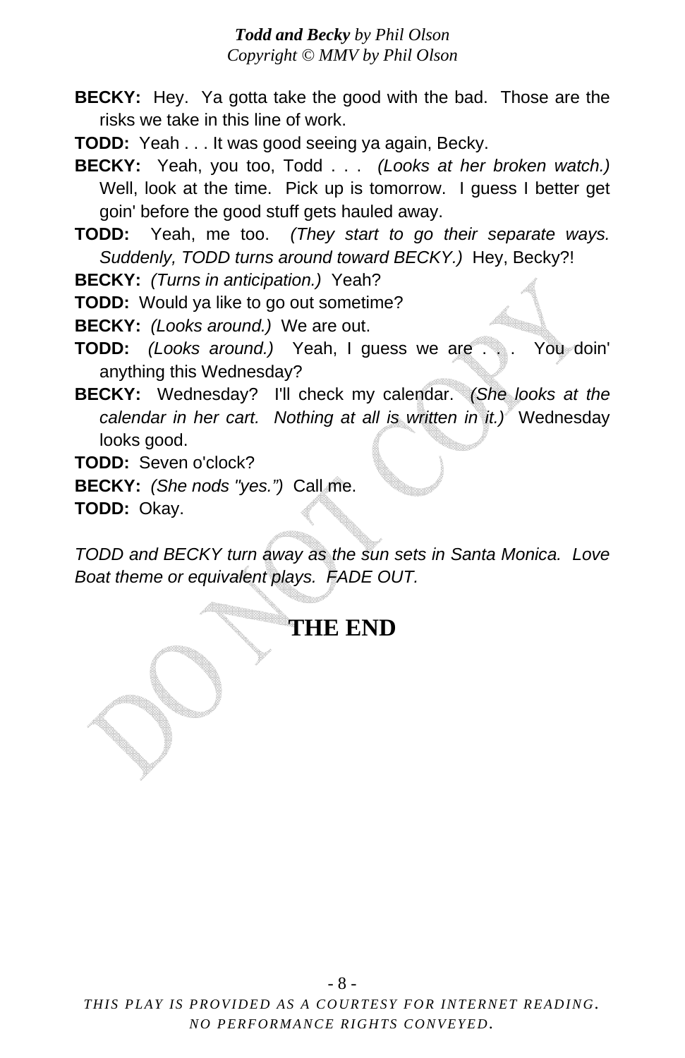**BECKY:** Hey. Ya gotta take the good with the bad. Those are the risks we take in this line of work.

**TODD:** Yeah . . . It was good seeing ya again, Becky.

**BECKY:** Yeah, you too, Todd . . . *(Looks at her broken watch.)* Well, look at the time. Pick up is tomorrow. I guess I better get goin' before the good stuff gets hauled away.

**TODD:** Yeah, me too. *(They start to go their separate ways. Suddenly, TODD turns around toward BECKY.)* Hey, Becky?!

**BECKY:** *(Turns in anticipation.)* Yeah?

**TODD:** Would ya like to go out sometime?

**BECKY:** *(Looks around.)* We are out.

**TODD:** *(Looks around.)* Yeah, I guess we are . . . You doin' anything this Wednesday?

**BECKY:** Wednesday? I'll check my calendar. *(She looks at the calendar in her cart. Nothing at all is written in it.)* Wednesday looks good.

**TODD:** Seven o'clock?

**BECKY:** *(She nods "yes.")* Call me.

**TODD:** Okay.

*TODD and BECKY turn away as the sun sets in Santa Monica. Love Boat theme or equivalent plays. FADE OUT.*

## THE END

*THIS PLAY IS PROVIDED AS A COURTESY FOR INTERNET READING. NO PERFORMANCE RIGHTS CONVEYED.*